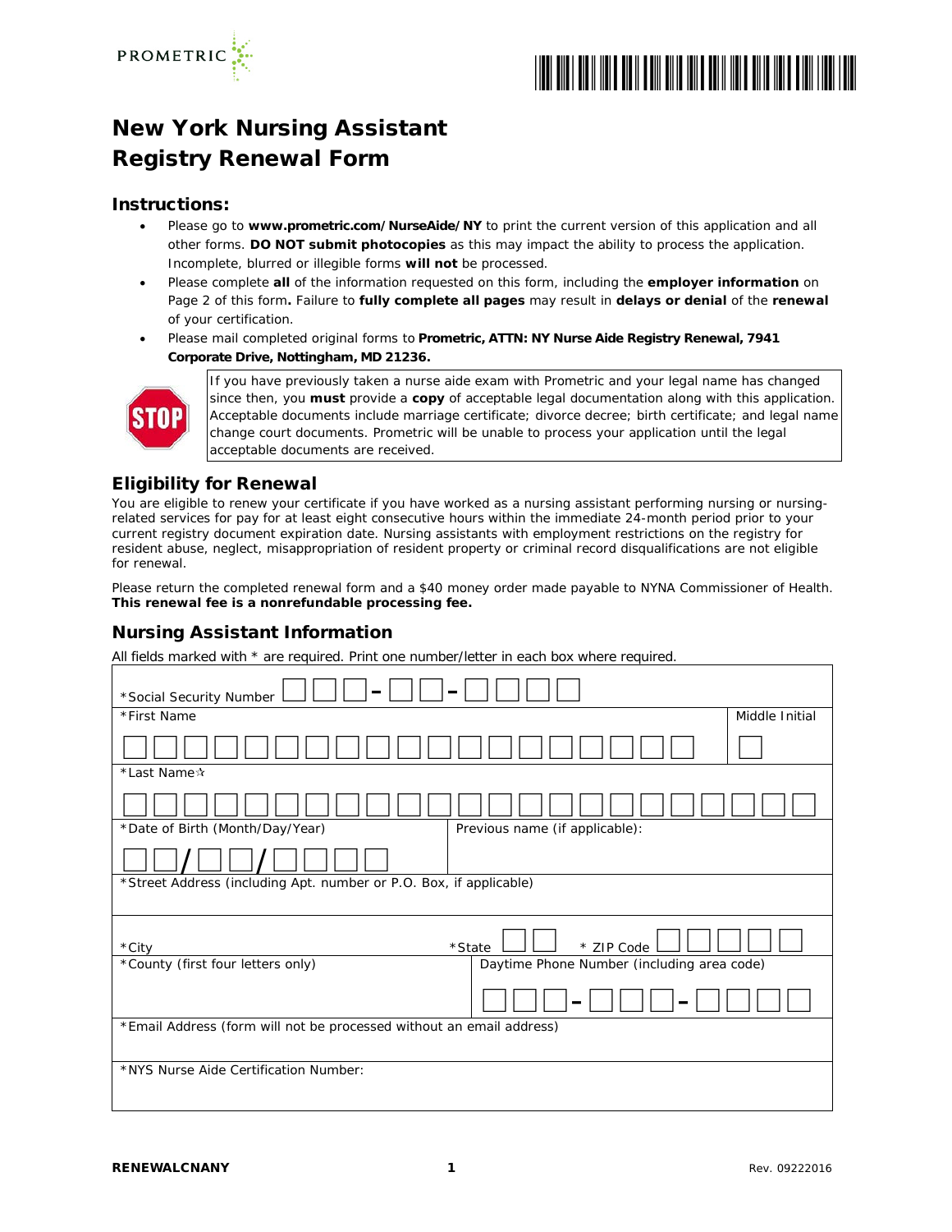# New York Nursing Assistant Registry Renewal Form

## Instructions:

- Please go to **www.prometric.com/NurseAide/NY** to print the current version of this application and all other forms. **DO NOT submit photocopies** as this may impact the ability to process the application. Incomplete, blurred or illegible forms **will not** be processed.
- Please complete **all** of the information requested on this form, including the **employer information** on Page 2 of this form**.** Failure to **fully complete all pages** may result in **delays or denial** of the **renewal** of your certification.
- Please mail completed original forms to **Prometric, ATTN: NY Nurse Aide Registry Renewal, 7941 Corporate Drive, Nottingham, MD 21236.**

STOP

If you have previously taken a nurse aide exam with Prometric and your legal name has changed since then, you **must** provide a **copy** of acceptable legal documentation along with this application. Acceptable documents include marriage certificate; divorce decree; birth certificate; and legal name change court documents. Prometric will be unable to process your application until the legal acceptable documents are received.

## Eligibility for Renewal

You are eligible to renew your certificate if you have worked as a nursing assistant performing nursing or nursing-related services for pay for at least eight consecutive hours within the immediate 24-month period prior to your current registry document expiration date. Nursing assistants with employment restrictions on the registry for resident abuse, neglect, misappropriation of resident property or criminal record disqualifications are not eligible for renewal.

Please return the completed renewal form and a $40 money order made payable to NYNA Commissioner of Health. **This renewal fee is a nonrefundable processing fee.**

## Nursing Assistant Information

All fields marked with * are required. Print one number/letter in each box where required.

| | |
|---|---|
| *Social Security Number ☐☐☐ – ☐☐ – ☐☐☐☐ | |
| *First Name | Middle Initial |
| *Last Name☆ | |
| *Date of Birth (Month/Day/Year) ☐☐/☐☐/☐☐☐☐ | Previous name (if applicable): |
| *Street Address (including Apt. number or P.O. Box, if applicable) | |
| *City | *State ☐☐ * ZIP Code ☐☐☐☐☐ |
| *County (first four letters only) | Daytime Phone Number (including area code) ☐☐☐ – ☐☐☐ – ☐☐☐☐ |
| *Email Address (form will not be processed without an email address) | |
| *NYS Nurse Aide Certification Number: | |

RENEWALCNANY

Rev. 09222016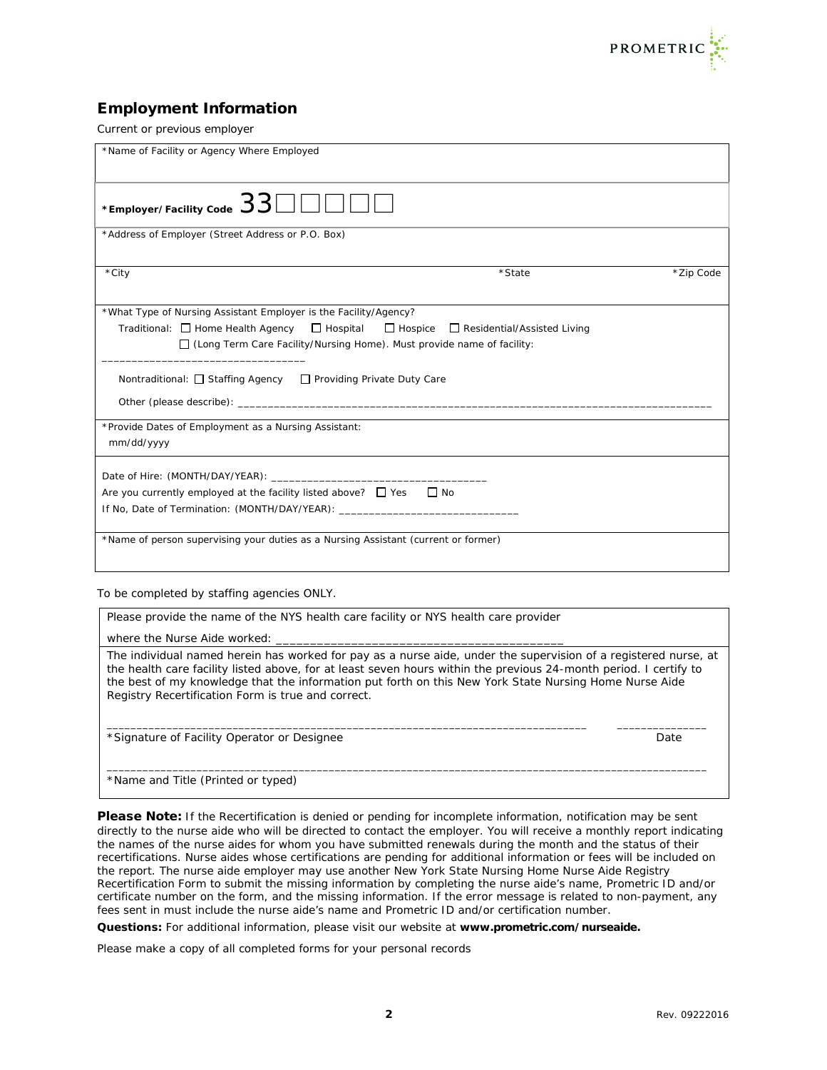## Employment Information

Current or previous employer

*Name of Facility or Agency Where Employed

**\*Employer/Facility Code** 33☐☐☐☐☐

*Address of Employer (Street Address or P.O. Box)

| *City | *State | *Zip Code |
|---|---|---|
| | | |

*What Type of Nursing Assistant Employer is the Facility/Agency?

Traditional: ☐ Home Health Agency ☐ Hospital ☐ Hospice ☐ Residential/Assisted Living

☐ (Long Term Care Facility/Nursing Home). Must provide name of facility: ________________________________

Nontraditional: ☐ Staffing Agency ☐ Providing Private Duty Care

Other (please describe): ____________________________________________________________________________

*Provide Dates of Employment as a Nursing Assistant:
mm/dd/yyyy

Date of Hire: (MONTH/DAY/YEAR): ___________________________________

Are you currently employed at the facility listed above? ☐ Yes ☐ No

If No, Date of Termination: (MONTH/DAY/YEAR): ______________________________

*Name of person supervising your duties as a Nursing Assistant (current or former)

To be completed by staffing agencies ONLY.

Please provide the name of the NYS health care facility or NYS health care provider where the Nurse Aide worked: _________________________________________

The individual named herein has worked for pay as a nurse aide, under the supervision of a registered nurse, at the health care facility listed above, for at least seven hours within the previous 24-month period. I certify to the best of my knowledge that the information put forth on this New York State Nursing Home Nurse Aide Registry Recertification Form is true and correct.

_____________________________________________________________________________ _______________
*Signature of Facility Operator or Designee Date

____________________________________________________________________________________________________
*Name and Title (Printed or typed)

**Please Note:** If the Recertification is denied or pending for incomplete information, notification may be sent directly to the nurse aide who will be directed to contact the employer. You will receive a monthly report indicating the names of the nurse aides for whom you have submitted renewals during the month and the status of their recertifications. Nurse aides whose certifications are pending for additional information or fees will be included on the report. The nurse aide employer may use another New York State Nursing Home Nurse Aide Registry Recertification Form to submit the missing information by completing the nurse aide's name, Prometric ID and/or certificate number on the form, and the missing information. If the error message is related to non-payment, any fees sent in must include the nurse aide's name and Prometric ID and/or certification number.

**Questions:** For additional information, please visit our website at **www.prometric.com/nurseaide.**

Please make a copy of all completed forms for your personal records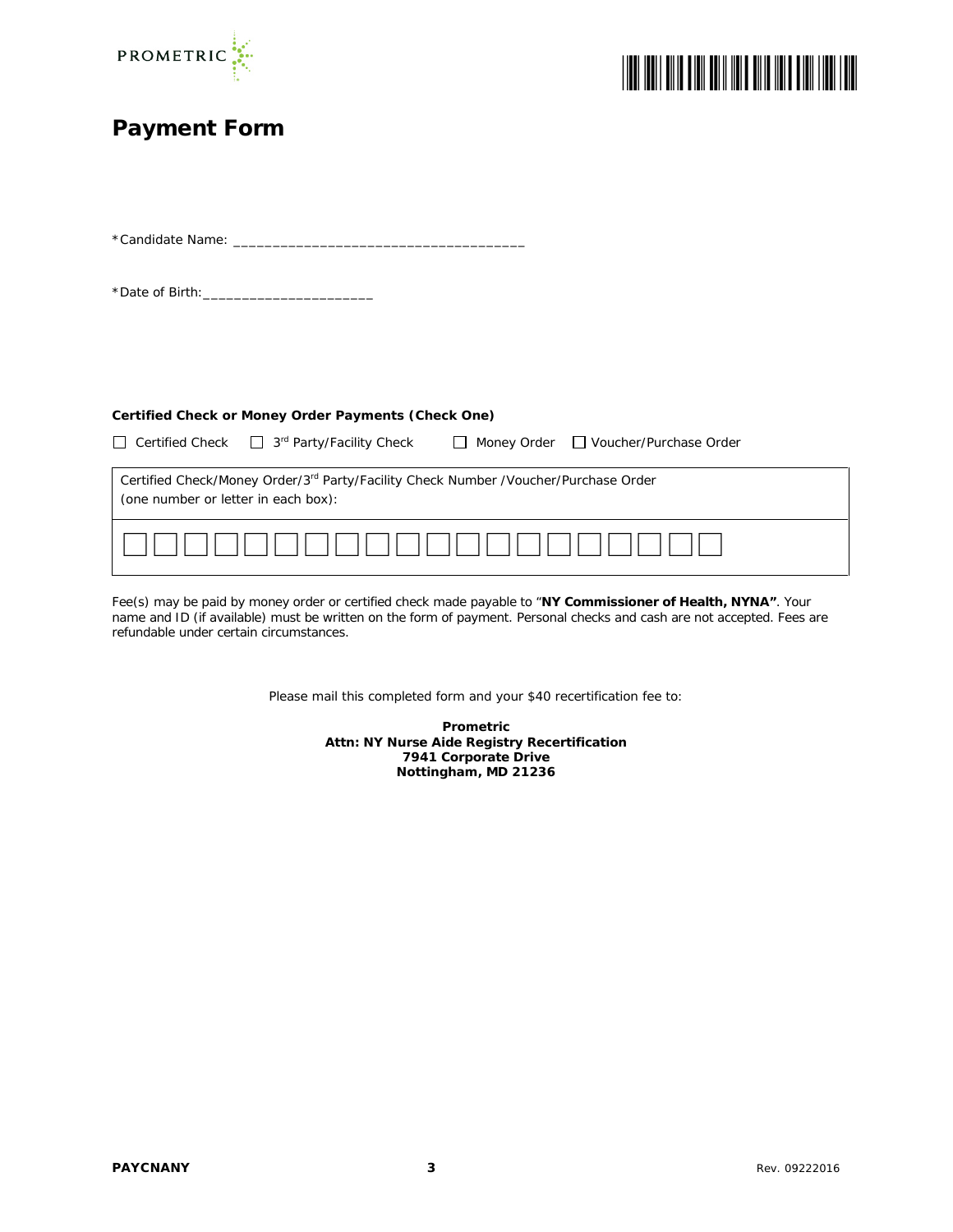# Payment Form

*Candidate Name: ______________________________________

*Date of Birth:______________________

**Certified Check or Money Order Payments (Check One)**

☐ Certified Check ☐ 3rd Party/Facility Check ☐ Money Order ☐ Voucher/Purchase Order

| Certified Check/Money Order/3rd Party/Facility Check Number /Voucher/Purchase Order (one number or letter in each box): |
|---|
| ☐☐☐☐☐☐☐☐☐☐☐☐☐☐☐☐☐☐☐☐ |

Fee(s) may be paid by money order or certified check made payable to "**NY Commissioner of Health, NYNA"**. Your name and ID (if available) must be written on the form of payment. Personal checks and cash are not accepted. Fees are refundable under certain circumstances.

Please mail this completed form and your $40 recertification fee to:

**Prometric**
**Attn: NY Nurse Aide Registry Recertification**
**7941 Corporate Drive**
**Nottingham, MD 21236**

**PAYCNANY**

Rev. 09222016